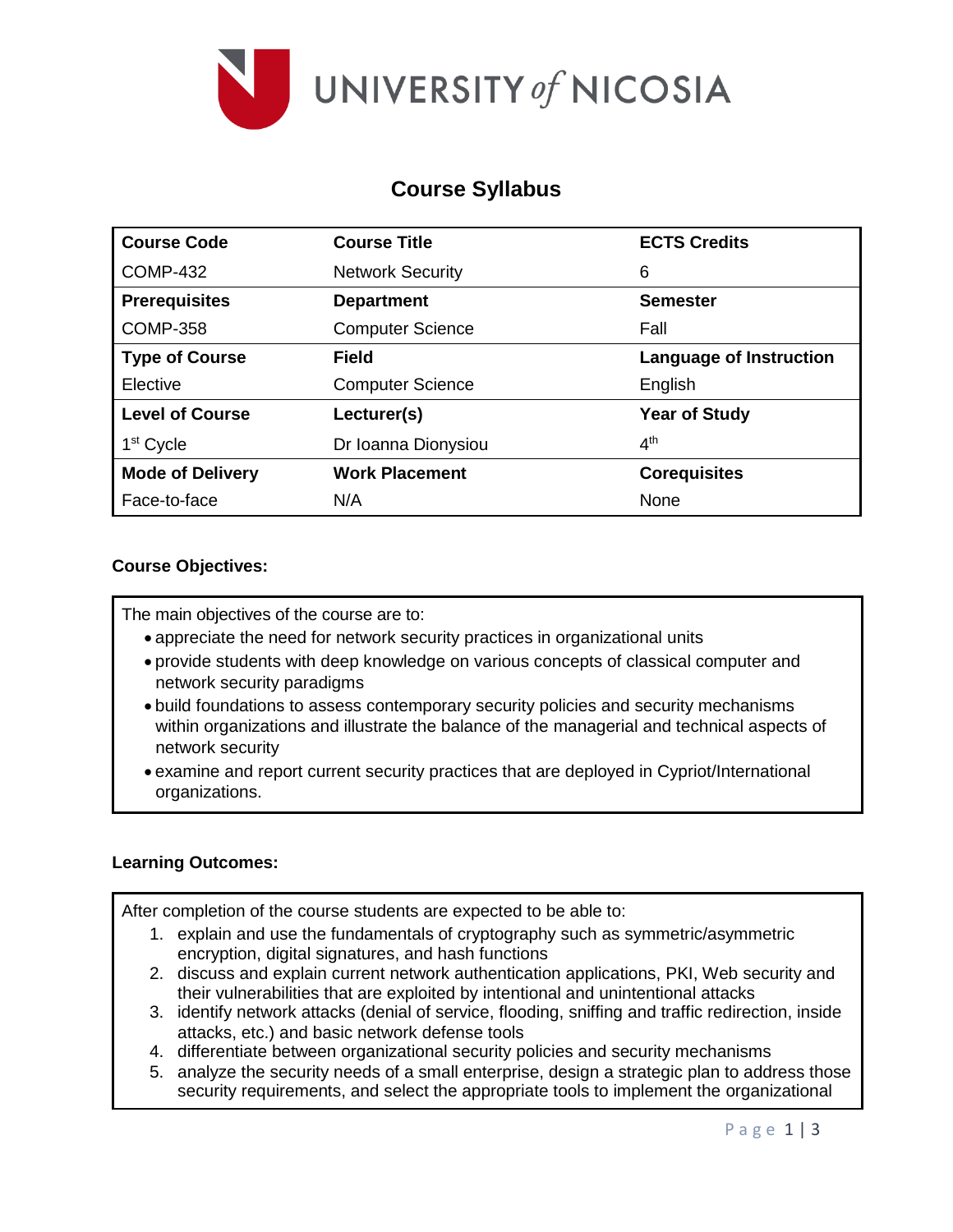UNIVERSITY *of* NICOSIA

# Course Syllabus

| Course Code | Course Title | ECTS Credits |
|---|---|---|
| COMP-432 | Network Security | 6 |
| **Prerequisites** | **Department** | **Semester** |
| COMP-358 | Computer Science | Fall |
| **Type of Course** | **Field** | **Language of Instruction** |
| Elective | Computer Science | English |
| **Level of Course** | **Lecturer(s)** | **Year of Study** |
| 1st Cycle | Dr Ioanna Dionysiou | 4th |
| **Mode of Delivery** | **Work Placement** | **Corequisites** |
| Face-to-face | N/A | None |

**Course Objectives:**

The main objectives of the course are to:

- appreciate the need for network security practices in organizational units
- provide students with deep knowledge on various concepts of classical computer and network security paradigms
- build foundations to assess contemporary security policies and security mechanisms within organizations and illustrate the balance of the managerial and technical aspects of network security
- examine and report current security practices that are deployed in Cypriot/International organizations.

**Learning Outcomes:**

After completion of the course students are expected to be able to:

1. explain and use the fundamentals of cryptography such as symmetric/asymmetric encryption, digital signatures, and hash functions
2. discuss and explain current network authentication applications, PKI, Web security and their vulnerabilities that are exploited by intentional and unintentional attacks
3. identify network attacks (denial of service, flooding, sniffing and traffic redirection, inside attacks, etc.) and basic network defense tools
4. differentiate between organizational security policies and security mechanisms
5. analyze the security needs of a small enterprise, design a strategic plan to address those security requirements, and select the appropriate tools to implement the organizational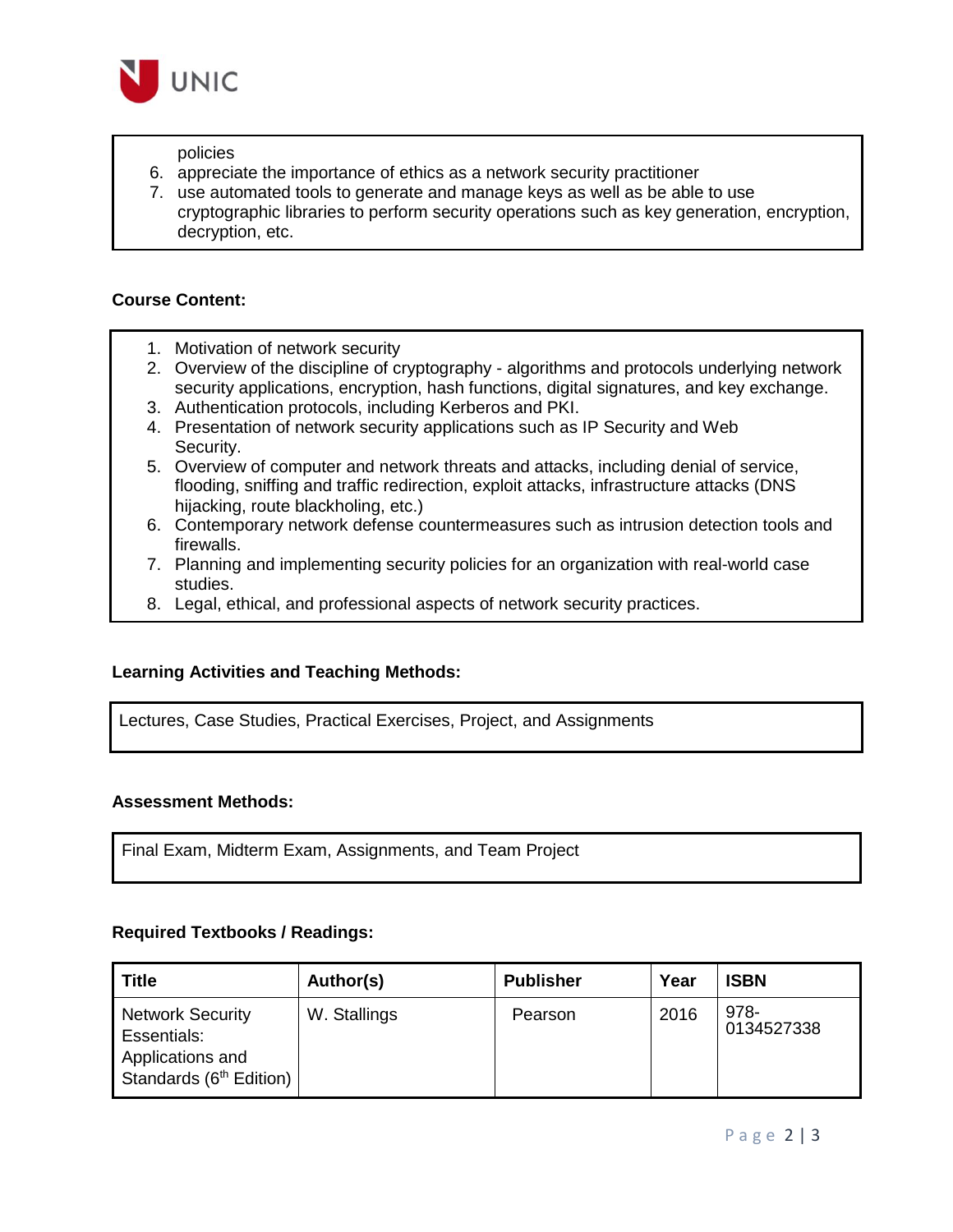policies

6. appreciate the importance of ethics as a network security practitioner
7. use automated tools to generate and manage keys as well as be able to use cryptographic libraries to perform security operations such as key generation, encryption, decryption, etc.

**Course Content:**

1. Motivation of network security
2. Overview of the discipline of cryptography - algorithms and protocols underlying network security applications, encryption, hash functions, digital signatures, and key exchange.
3. Authentication protocols, including Kerberos and PKI.
4. Presentation of network security applications such as IP Security and Web Security.
5. Overview of computer and network threats and attacks, including denial of service, flooding, sniffing and traffic redirection, exploit attacks, infrastructure attacks (DNS hijacking, route blackholing, etc.)
6. Contemporary network defense countermeasures such as intrusion detection tools and firewalls.
7. Planning and implementing security policies for an organization with real-world case studies.
8. Legal, ethical, and professional aspects of network security practices.

**Learning Activities and Teaching Methods:**

Lectures, Case Studies, Practical Exercises, Project, and Assignments

**Assessment Methods:**

Final Exam, Midterm Exam, Assignments, and Team Project

**Required Textbooks / Readings:**

| Title | Author(s) | Publisher | Year | ISBN |
|---|---|---|---|---|
| Network Security Essentials: Applications and Standards (6th Edition) | W. Stallings | Pearson | 2016 | 978-0134527338 |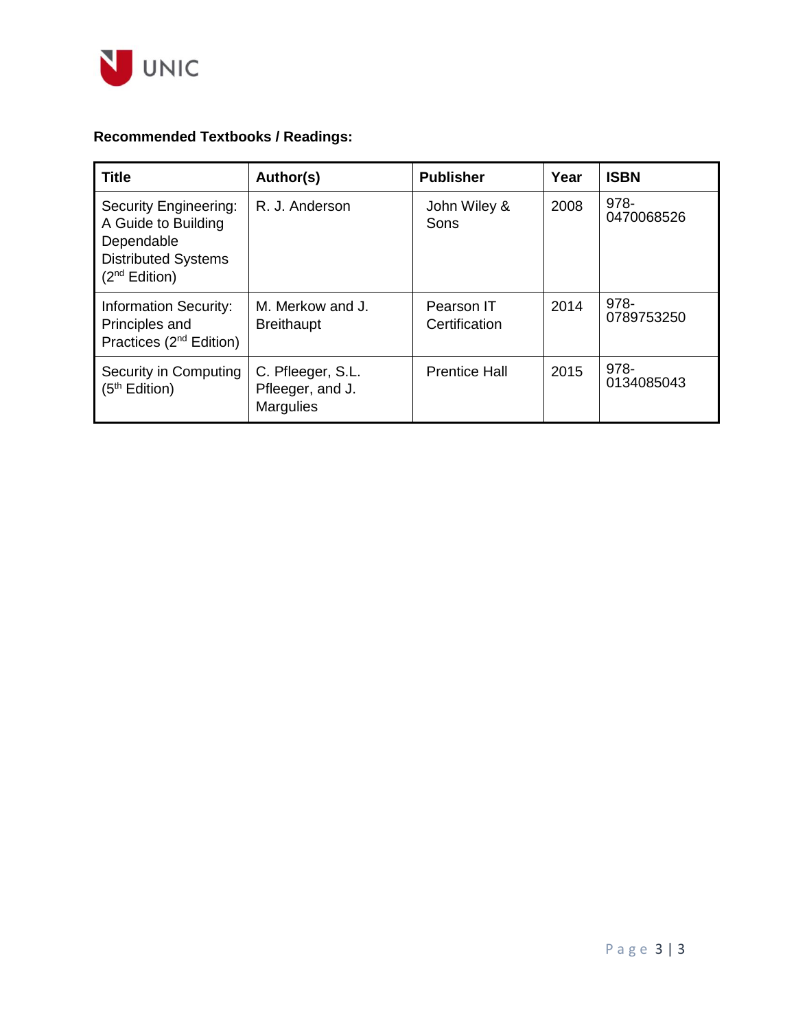**Recommended Textbooks / Readings:**

| Title | Author(s) | Publisher | Year | ISBN |
|---|---|---|---|---|
| Security Engineering: A Guide to Building Dependable Distributed Systems (2nd Edition) | R. J. Anderson | John Wiley & Sons | 2008 | 978-0470068526 |
| Information Security: Principles and Practices (2nd Edition) | M. Merkow and J. Breithaupt | Pearson IT Certification | 2014 | 978-0789753250 |
| Security in Computing (5th Edition) | C. Pfleeger, S.L. Pfleeger, and J. Margulies | Prentice Hall | 2015 | 978-0134085043 |